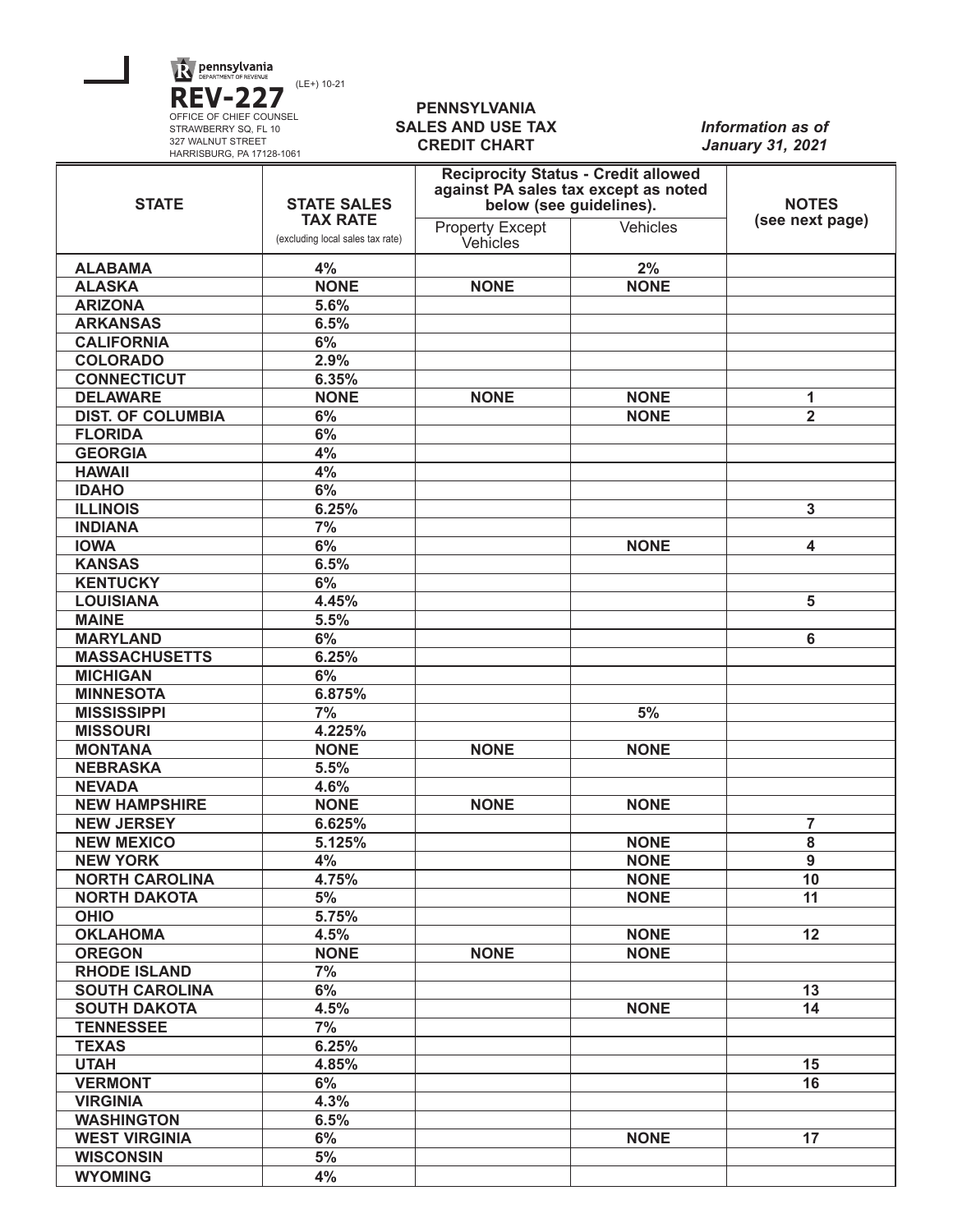pennsylvania
DEPARTMENT OF REVENUE

**REV-227** (LE+) 10-21

OFFICE OF CHIEF COUNSEL
STRAWBERRY SQ, FL 10
327 WALNUT STREET
HARRISBURG, PA 17128-1061

# PENNSYLVANIA SALES AND USE TAX CREDIT CHART

*Information as of January 31, 2021*

| STATE | STATE SALES TAX RATE (excluding local sales tax rate) | Reciprocity Status - Credit allowed against PA sales tax except as noted below (see guidelines). | | NOTES (see next page) |
|---|---|---|---|---|
| | | Property Except Vehicles | Vehicles | |
| ALABAMA | 4% | | 2% | |
| ALASKA | NONE | NONE | NONE | |
| ARIZONA | 5.6% | | | |
| ARKANSAS | 6.5% | | | |
| CALIFORNIA | 6% | | | |
| COLORADO | 2.9% | | | |
| CONNECTICUT | 6.35% | | | |
| DELAWARE | NONE | NONE | NONE | 1 |
| DIST. OF COLUMBIA | 6% | | NONE | 2 |
| FLORIDA | 6% | | | |
| GEORGIA | 4% | | | |
| HAWAII | 4% | | | |
| IDAHO | 6% | | | |
| ILLINOIS | 6.25% | | | 3 |
| INDIANA | 7% | | | |
| IOWA | 6% | | NONE | 4 |
| KANSAS | 6.5% | | | |
| KENTUCKY | 6% | | | |
| LOUISIANA | 4.45% | | | 5 |
| MAINE | 5.5% | | | |
| MARYLAND | 6% | | | 6 |
| MASSACHUSETTS | 6.25% | | | |
| MICHIGAN | 6% | | | |
| MINNESOTA | 6.875% | | | |
| MISSISSIPPI | 7% | | 5% | |
| MISSOURI | 4.225% | | | |
| MONTANA | NONE | NONE | NONE | |
| NEBRASKA | 5.5% | | | |
| NEVADA | 4.6% | | | |
| NEW HAMPSHIRE | NONE | NONE | NONE | |
| NEW JERSEY | 6.625% | | | 7 |
| NEW MEXICO | 5.125% | | NONE | 8 |
| NEW YORK | 4% | | NONE | 9 |
| NORTH CAROLINA | 4.75% | | NONE | 10 |
| NORTH DAKOTA | 5% | | NONE | 11 |
| OHIO | 5.75% | | | |
| OKLAHOMA | 4.5% | | NONE | 12 |
| OREGON | NONE | NONE | NONE | |
| RHODE ISLAND | 7% | | | |
| SOUTH CAROLINA | 6% | | | 13 |
| SOUTH DAKOTA | 4.5% | | NONE | 14 |
| TENNESSEE | 7% | | | |
| TEXAS | 6.25% | | | |
| UTAH | 4.85% | | | 15 |
| VERMONT | 6% | | | 16 |
| VIRGINIA | 4.3% | | | |
| WASHINGTON | 6.5% | | | |
| WEST VIRGINIA | 6% | | NONE | 17 |
| WISCONSIN | 5% | | | |
| WYOMING | 4% | | | |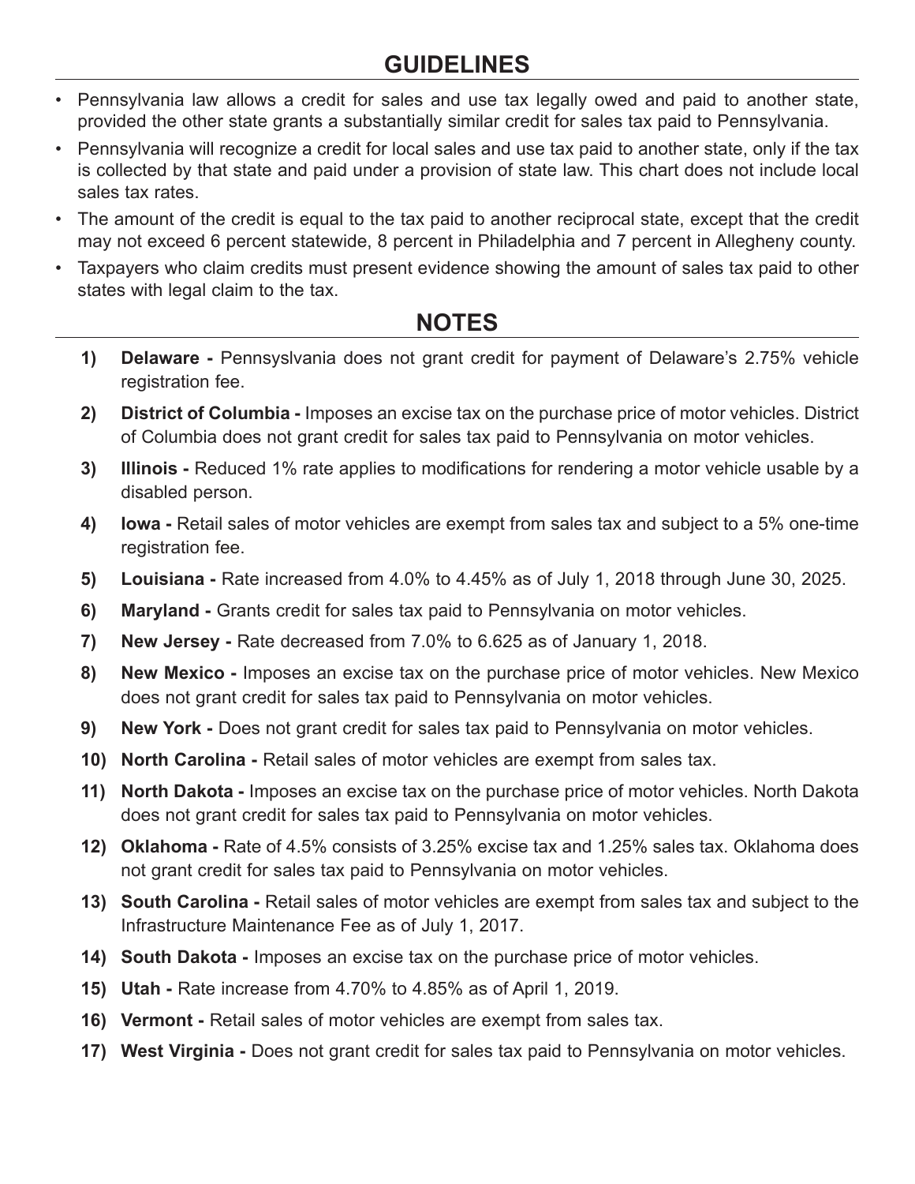## GUIDELINES

- Pennsylvania law allows a credit for sales and use tax legally owed and paid to another state, provided the other state grants a substantially similar credit for sales tax paid to Pennsylvania.
- Pennsylvania will recognize a credit for local sales and use tax paid to another state, only if the tax is collected by that state and paid under a provision of state law. This chart does not include local sales tax rates.
- The amount of the credit is equal to the tax paid to another reciprocal state, except that the credit may not exceed 6 percent statewide, 8 percent in Philadelphia and 7 percent in Allegheny county.
- Taxpayers who claim credits must present evidence showing the amount of sales tax paid to other states with legal claim to the tax.

## NOTES

1) **Delaware -** Pennsyslvania does not grant credit for payment of Delaware's 2.75% vehicle registration fee.
2) **District of Columbia -** Imposes an excise tax on the purchase price of motor vehicles. District of Columbia does not grant credit for sales tax paid to Pennsylvania on motor vehicles.
3) **Illinois -** Reduced 1% rate applies to modifications for rendering a motor vehicle usable by a disabled person.
4) **Iowa -** Retail sales of motor vehicles are exempt from sales tax and subject to a 5% one-time registration fee.
5) **Louisiana -** Rate increased from 4.0% to 4.45% as of July 1, 2018 through June 30, 2025.
6) **Maryland -** Grants credit for sales tax paid to Pennsylvania on motor vehicles.
7) **New Jersey -** Rate decreased from 7.0% to 6.625 as of January 1, 2018.
8) **New Mexico -** Imposes an excise tax on the purchase price of motor vehicles. New Mexico does not grant credit for sales tax paid to Pennsylvania on motor vehicles.
9) **New York -** Does not grant credit for sales tax paid to Pennsylvania on motor vehicles.
10) **North Carolina -** Retail sales of motor vehicles are exempt from sales tax.
11) **North Dakota -** Imposes an excise tax on the purchase price of motor vehicles. North Dakota does not grant credit for sales tax paid to Pennsylvania on motor vehicles.
12) **Oklahoma -** Rate of 4.5% consists of 3.25% excise tax and 1.25% sales tax. Oklahoma does not grant credit for sales tax paid to Pennsylvania on motor vehicles.
13) **South Carolina -** Retail sales of motor vehicles are exempt from sales tax and subject to the Infrastructure Maintenance Fee as of July 1, 2017.
14) **South Dakota -** Imposes an excise tax on the purchase price of motor vehicles.
15) **Utah -** Rate increase from 4.70% to 4.85% as of April 1, 2019.
16) **Vermont -** Retail sales of motor vehicles are exempt from sales tax.
17) **West Virginia -** Does not grant credit for sales tax paid to Pennsylvania on motor vehicles.